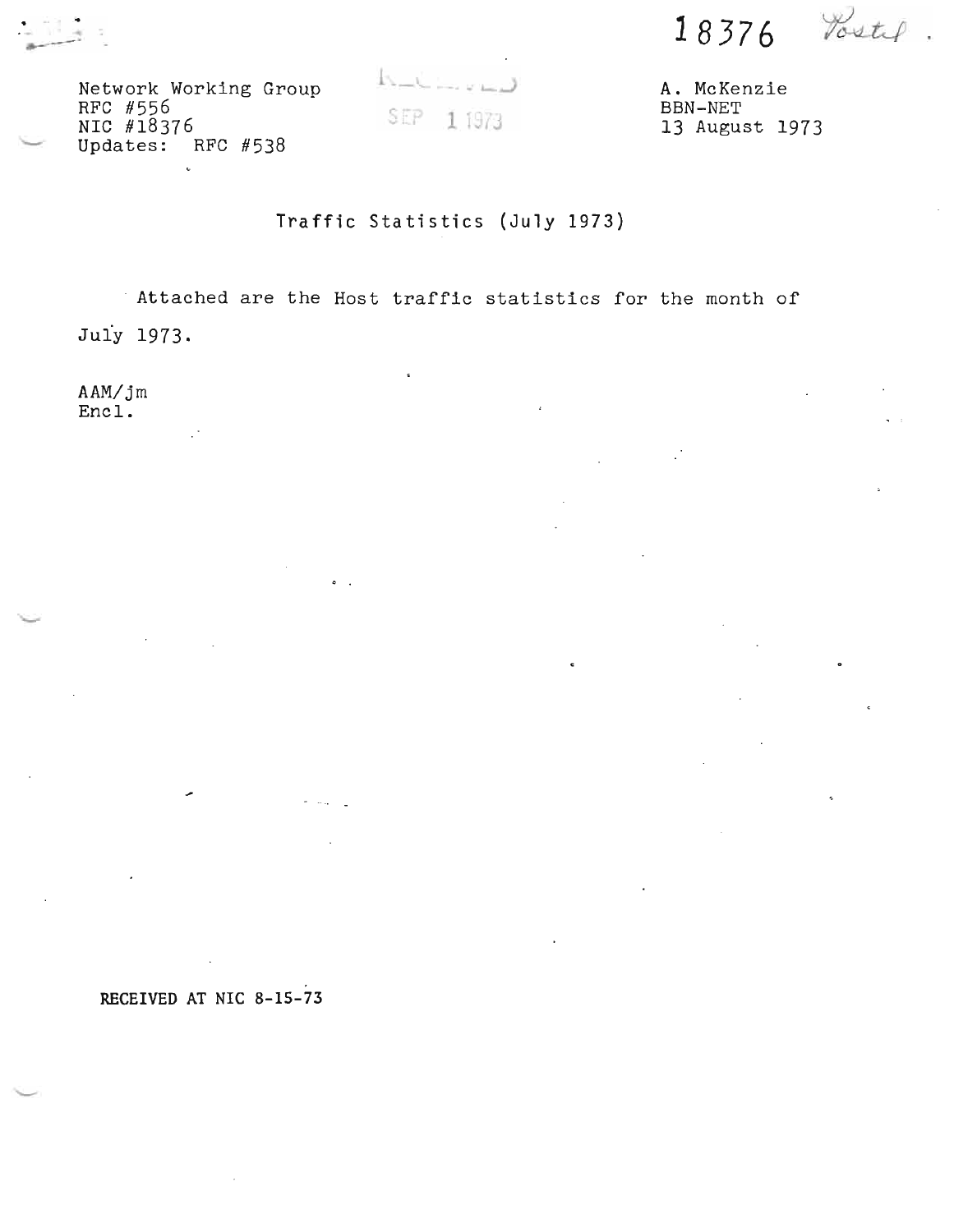18376 Postel.

Network Working Group
RFC #556
NIC #18376
Updates: RFC #538

A. McKenzie
BBN-NET
13 August 1973

RECEIVED SEP 1 1973

# Traffic Statistics (July 1973)

Attached are the Host traffic statistics for the month of July 1973.

AAM/jm
Encl.

RECEIVED AT NIC 8-15-73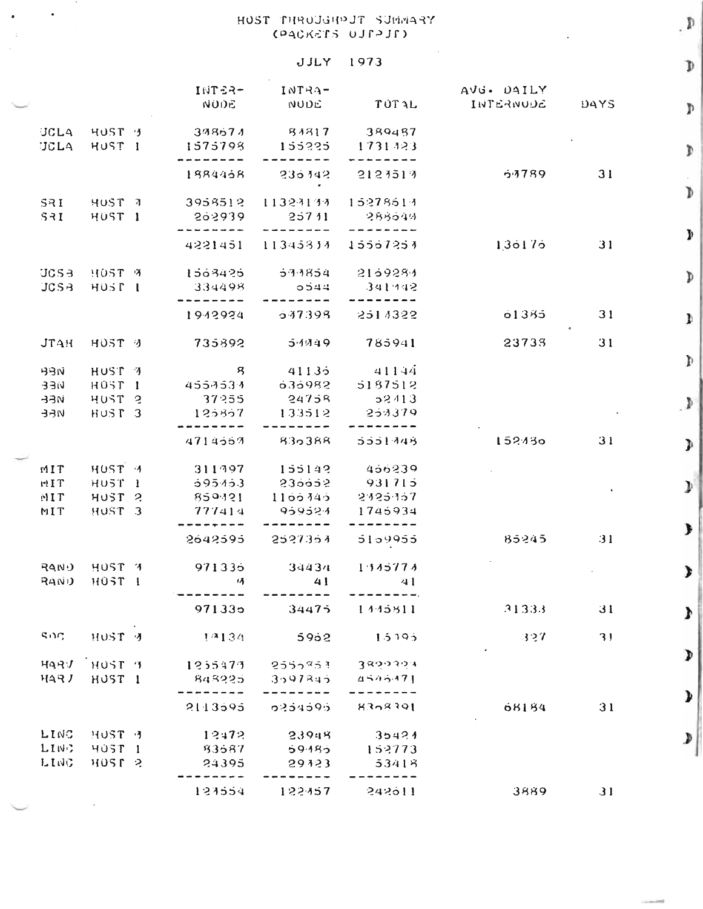# HOST THROUGHPUT SUMMARY
## (PACKETS OUTPUT)

### JULY 1973

| | | INTER-NODE | INTRA-NODE | TOTAL | AVG. DAILY INTERNODE | DAYS |
|---|---|---|---|---|---|---|
| UCLA | HOST 0 | 308674 | 80817 | 389487 | | |
| UCLA | HOST 1 | 1575798 | 155225 | 1731023 | | |
| | | 1884468 | 236042 | 2120510 | 60789 | 31 |
| SRI | HOST 0 | 3958512 | 11320100 | 15278610 | | |
| SRI | HOST 1 | 262939 | 25701 | 288640 | | |
| | | 4221451 | 11345801 | 15567250 | 136176 | 31 |
| UCSB | HOST 0 | 1608426 | 540854 | 2169284 | | |
| UCSB | HOST 1 | 334498 | 6544 | 341042 | | |
| | | 1942924 | 547398 | 2510322 | 61385 | 31 |
| UTAH | HOST 0 | 735892 | 50049 | 785941 | 23738 | 31 |
| BBN | HOST 0 | 8 | 41136 | 41144 | | |
| BBN | HOST 1 | 4550530 | 636982 | 5187512 | | |
| BBN | HOST 2 | 37255 | 24758 | 62013 | | |
| BBN | HOST 3 | 125867 | 133512 | 259379 | | |
| | | 4714660 | 836388 | 5551048 | 152086 | 31 |
| MIT | HOST 0 | 311097 | 155142 | 466239 | | |
| MIT | HOST 1 | 695463 | 236252 | 931715 | | |
| MIT | HOST 2 | 859021 | 1166346 | 2025367 | | |
| MIT | HOST 3 | 777414 | 969520 | 1746934 | | |
| | | 2642595 | 2527360 | 5169955 | 85245 | 31 |
| RAND | HOST 0 | 971336 | 34434 | 1005770 | | |
| RAND | HOST 1 | 0 | 41 | 41 | | |
| | | 971336 | 34475 | 1005811 | 31333 | 31 |
| SDC | HOST 0 | 10134 | 5962 | 16096 | 327 | 31 |
| HARV | HOST 0 | 1265470 | 2556953 | 3822424 | | |
| HARV | HOST 1 | 848225 | 3697846 | 4546071 | | |
| | | 2113695 | 6254596 | 8368391 | 68184 | 31 |
| LINC | HOST 0 | 12472 | 23948 | 36420 | | |
| LINC | HOST 1 | 83687 | 69086 | 152773 | | |
| LINC | HOST 2 | 24395 | 29023 | 53418 | | |
| | | 120554 | 122057 | 242611 | 3889 | 31 |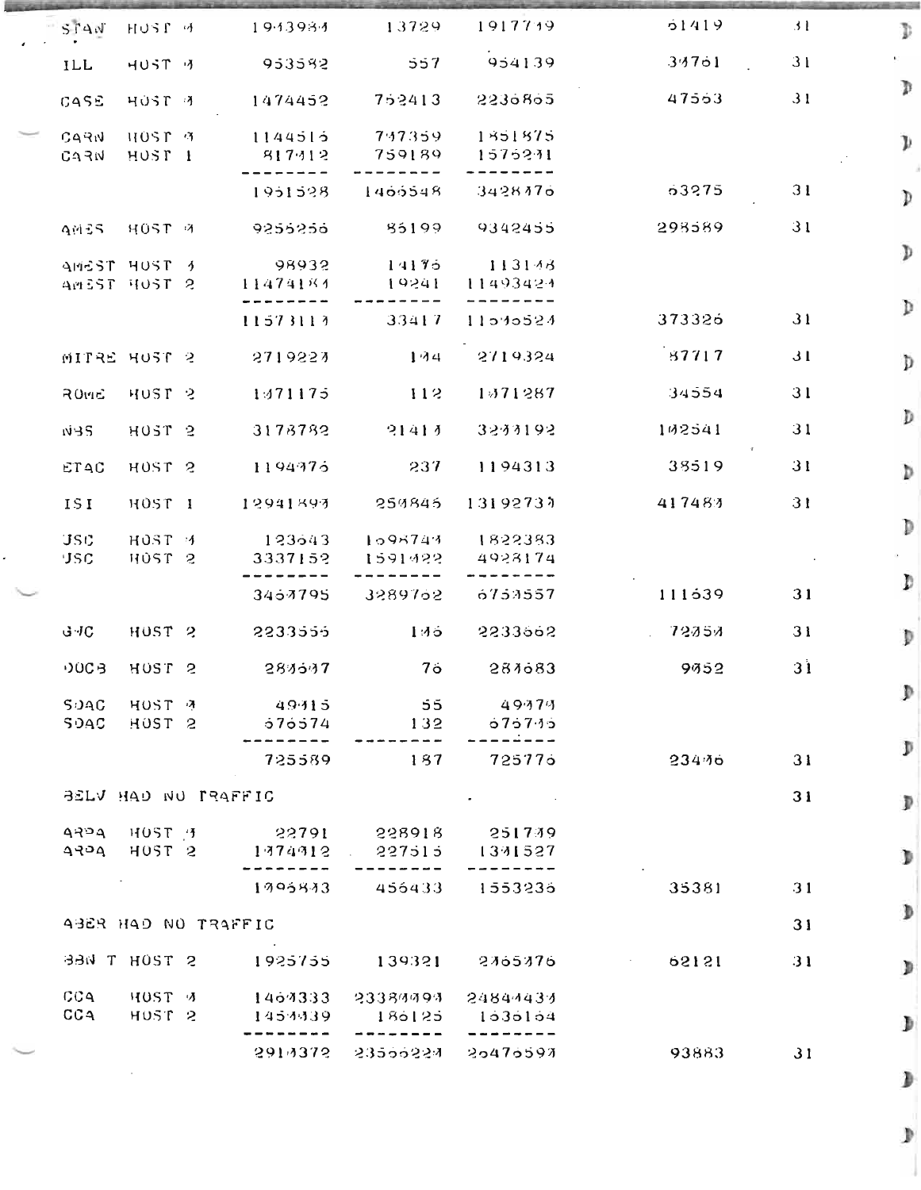| | | | | | | |
|---|---|---|---|---|---|---|
| STAN | HOST 0 | 1903984 | 13729 | 1917719 | 61419 | 31 |
| ILL | HOST 0 | 953582 | 557 | 954139 | 30761 | 31 |
| CASE | HOST 0 | 1474452 | 752413 | 2236865 | 47563 | 31 |
| CARN | HOST 0 | 1144516 | 707359 | 1851875 | | |
| CARN | HOST 1 | 817012 | 759189 | 1576201 | | |
| | | -------- | -------- | -------- | | |
| | | 1961528 | 1466548 | 3428076 | 63275 | 31 |
| AMES | HOST 0 | 9256256 | 86199 | 9342455 | 298589 | 31 |
| AMEST | HOST 0 | 98932 | 14176 | 113108 | | |
| AMEST | HOST 2 | 11474184 | 19241 | 11493424 | | |
| | | -------- | -------- | -------- | | |
| | | 11573110 | 33417 | 11606524 | 373326 | 31 |
| MITRE | HOST 2 | 2719220 | 104 | 2719324 | 87717 | 31 |
| ROME | HOST 2 | 1071175 | 112 | 1071287 | 34554 | 31 |
| NBS | HOST 2 | 3178782 | 21410 | 3200192 | 102541 | 31 |
| ETAC | HOST 2 | 1194076 | 237 | 1194313 | 38519 | 31 |
| ISI | HOST 1 | 12941890 | 250845 | 13192730 | 417480 | 31 |
| USC | HOST 0 | 123643 | 1698740 | 1822383 | | |
| USC | HOST 2 | 3337152 | 1591022 | 4928174 | | |
| | | -------- | -------- | -------- | | |
| | | 3460795 | 3289762 | 6750557 | 111639 | 31 |
| GWC | HOST 2 | 2233555 | 106 | 2233662 | 72050 | 31 |
| DOCB | HOST 2 | 280607 | 76 | 280683 | 9052 | 31 |
| SDAC | HOST 0 | 49015 | 55 | 49070 | | |
| SDAC | HOST 2 | 676574 | 132 | 676706 | | |
| | | -------- | -------- | -------- | | |
| | | 725589 | 187 | 725776 | 23406 | 31 |
| BELV HAD NO TRAFFIC | | | | | | 31 |
| ARPA | HOST 0 | 22791 | 228918 | 251709 | | |
| ARPA | HOST 2 | 1074012 | 227515 | 1301527 | | |
| | | -------- | -------- | -------- | | |
| | | 1096803 | 456433 | 1553236 | 35381 | 31 |
| ABER HAD NO TRAFFIC | | | | | | 31 |
| BBN T | HOST 2 | 1925755 | 139321 | 2065076 | 62121 | 31 |
| CCA | HOST 0 | 1460333 | 23380099 | 24840430 | | |
| CCA | HOST 2 | 1450039 | 186125 | 1636164 | | |
| | | -------- | -------- | -------- | | |
| | | 2910372 | 23566224 | 26476594 | 93883 | 31 |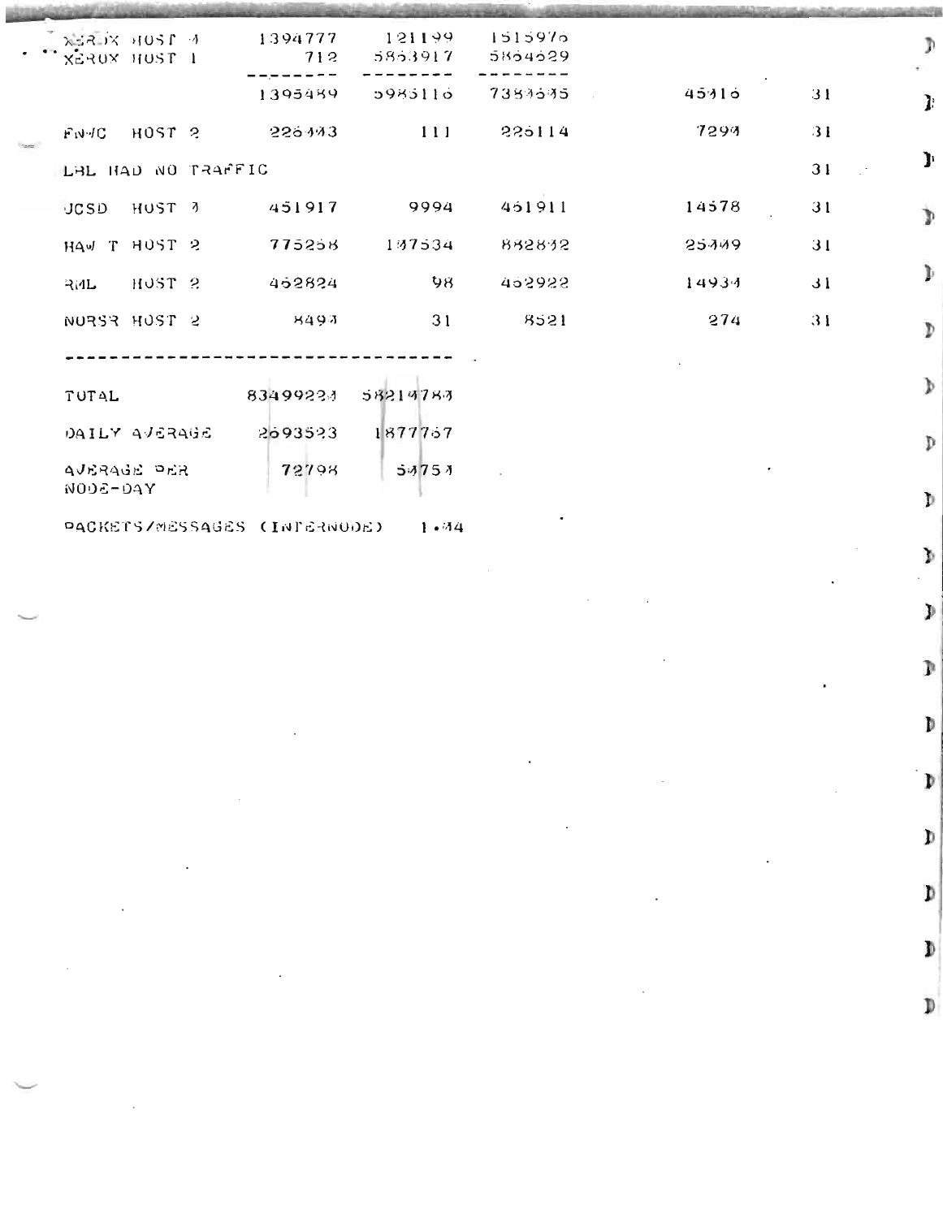| | | | | | |
|---|---|---|---|---|---|
| XEROX HOST 4 | 1394777 | 121199 | 1515976 | | |
| XEROX HOST 1 | 712 | 5863917 | 5864629 | | |
| | -------- | -------- | -------- | | |
| | 1395489 | 5985116 | 7380605 | 45416 | 31 |
| FNWC HOST 2 | 226003 | 111 | 226114 | 7294 | 31 |
| LBL HAD NO TRAFFIC | | | | | 31 |
| UCSD HOST 3 | 451917 | 9994 | 461911 | 14578 | 31 |
| HAW T HOST 2 | 775258 | 107534 | 882832 | 25449 | 31 |
| RML HOST 2 | 452824 | 98 | 452922 | 14934 | 31 |
| NORSR HOST 2 | 8490 | 31 | 8521 | 274 | 31 |

---

| | | |
|---|---|---|
| TOTAL | 83499220 | 58214780 |
| DAILY AVERAGE | 2693523 | 1877767 |
| AVERAGE PER NODE-DAY | 72798 | 50750 |

PACKETS/MESSAGES (INTERNODE) 1.44